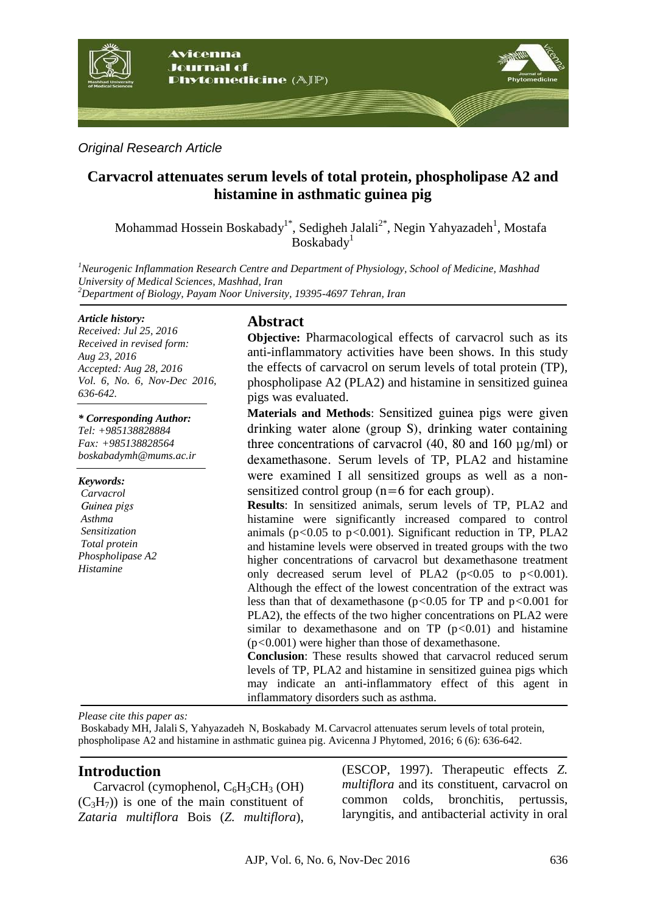*Original Research Article*

# Carvacrol attenuates serum levels of total protein, phospholipase A2 and histamine in asthmatic guinea pig

Mohammad Hossein Boskabady[1*], Sedigheh Jalali[2*], Negin Yahyazadeh[1], Mostafa Boskabady[1]

[1]*Neurogenic Inflammation Research Centre and Department of Physiology, School of Medicine, Mashhad University of Medical Sciences, Mashhad, Iran*
[2]*Department of Biology, Payam Noor University, 19395-4697 Tehran, Iran*

***Article history:***
*Received: Jul 25, 2016*
*Received in revised form: Aug 23, 2016*
*Accepted: Aug 28, 2016*
*Vol. 6, No. 6, Nov-Dec 2016, 636-642.*

***\* Corresponding Author:***
*Tel: +985138828884*
*Fax: +985138828564*
*boskabadymh@mums.ac.ir*

***Keywords:***
*Carvacrol*
*Guinea pigs*
*Asthma*
*Sensitization*
*Total protein*
*Phospholipase A2*
*Histamine*

## Abstract

**Objective:** Pharmacological effects of carvacrol such as its anti-inflammatory activities have been shows. In this study the effects of carvacrol on serum levels of total protein (TP), phospholipase A2 (PLA2) and histamine in sensitized guinea pigs was evaluated.

**Materials and Methods**: Sensitized guinea pigs were given drinking water alone (group S), drinking water containing three concentrations of carvacrol (40, 80 and 160 µg/ml) or dexamethasone. Serum levels of TP, PLA2 and histamine were examined I all sensitized groups as well as a non-sensitized control group (n=6 for each group).

**Results**: In sensitized animals, serum levels of TP, PLA2 and histamine were significantly increased compared to control animals ($p<0.05$ to $p<0.001$). Significant reduction in TP, PLA2 and histamine levels were observed in treated groups with the two higher concentrations of carvacrol but dexamethasone treatment only decreased serum level of PLA2 ($p<0.05$ to $p<0.001$). Although the effect of the lowest concentration of the extract was less than that of dexamethasone ($p<0.05$ for TP and $p<0.001$ for PLA2), the effects of the two higher concentrations on PLA2 were similar to dexamethasone and on TP ($p<0.01$) and histamine ($p<0.001$) were higher than those of dexamethasone.

**Conclusion**: These results showed that carvacrol reduced serum levels of TP, PLA2 and histamine in sensitized guinea pigs which may indicate an anti-inflammatory effect of this agent in inflammatory disorders such as asthma.

*Please cite this paper as:*
Boskabady MH, Jalali S, Yahyazadeh N, Boskabady M. Carvacrol attenuates serum levels of total protein, phospholipase A2 and histamine in asthmatic guinea pig. Avicenna J Phytomed, 2016; 6 (6): 636-642.

## Introduction

Carvacrol (cymophenol, $C_6H_3CH_3$ (OH) ($C_3H_7$)) is one of the main constituent of *Zataria multiflora* Bois (*Z. multiflora*), (ESCOP, 1997). Therapeutic effects *Z. multiflora* and its constituent, carvacrol on common colds, bronchitis, pertussis, laryngitis, and antibacterial activity in oral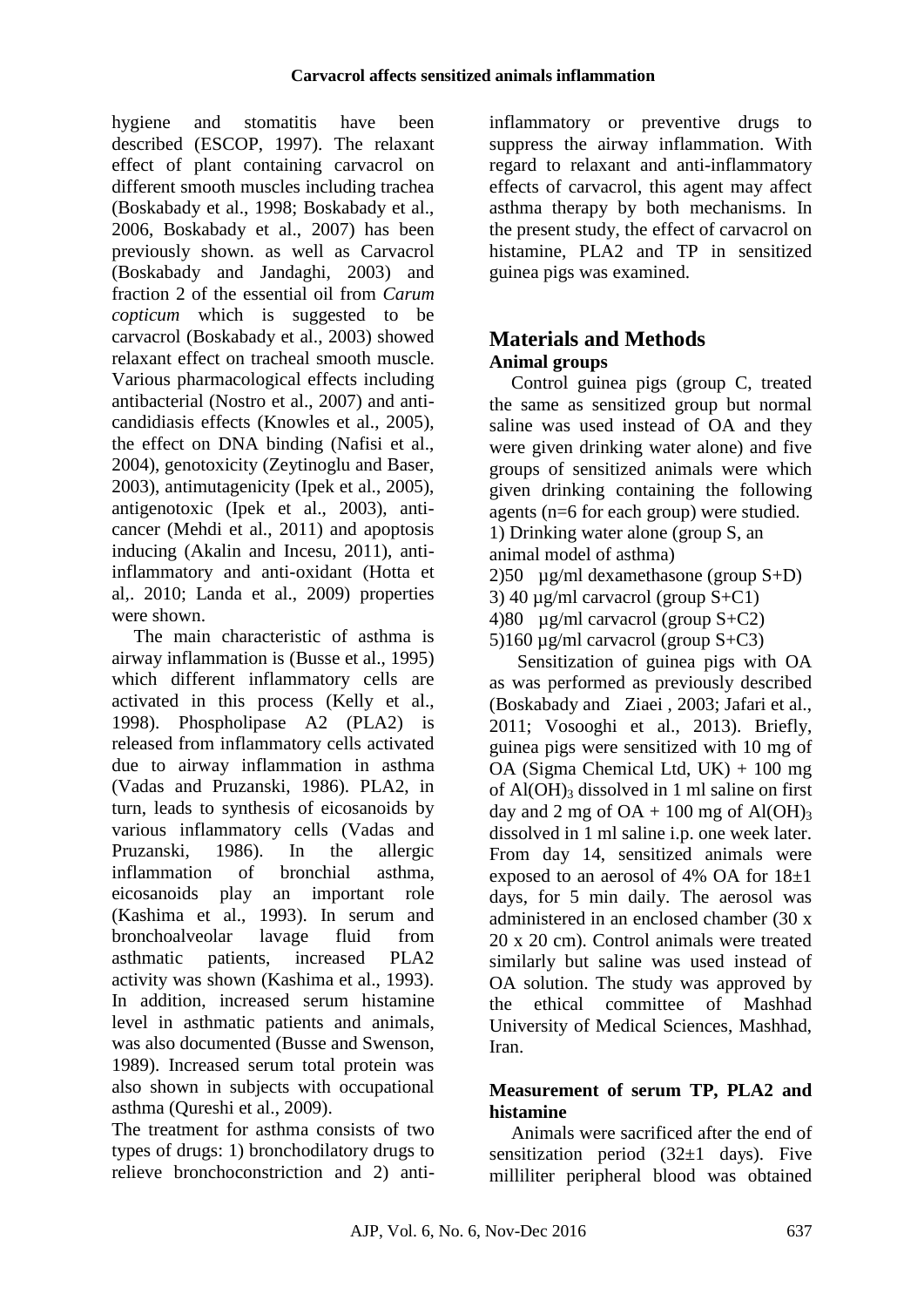hygiene and stomatitis have been described (ESCOP, 1997). The relaxant effect of plant containing carvacrol on different smooth muscles including trachea (Boskabady et al., 1998; Boskabady et al., 2006, Boskabady et al., 2007) has been previously shown. as well as Carvacrol (Boskabady and Jandaghi, 2003) and fraction 2 of the essential oil from *Carum copticum* which is suggested to be carvacrol (Boskabady et al., 2003) showed relaxant effect on tracheal smooth muscle. Various pharmacological effects including antibacterial (Nostro et al., 2007) and anti-candidiasis effects (Knowles et al., 2005), the effect on DNA binding (Nafisi et al., 2004), genotoxicity (Zeytinoglu and Baser, 2003), antimutagenicity (Ipek et al., 2005), antigenotoxic (Ipek et al., 2003), anti-cancer (Mehdi et al., 2011) and apoptosis inducing (Akalin and Incesu, 2011), anti-inflammatory and anti-oxidant (Hotta et al,. 2010; Landa et al., 2009) properties were shown.

The main characteristic of asthma is airway inflammation is (Busse et al., 1995) which different inflammatory cells are activated in this process (Kelly et al., 1998). Phospholipase A2 (PLA2) is released from inflammatory cells activated due to airway inflammation in asthma (Vadas and Pruzanski, 1986). PLA2, in turn, leads to synthesis of eicosanoids by various inflammatory cells (Vadas and Pruzanski, 1986). In the allergic inflammation of bronchial asthma, eicosanoids play an important role (Kashima et al., 1993). In serum and bronchoalveolar lavage fluid from asthmatic patients, increased PLA2 activity was shown (Kashima et al., 1993). In addition, increased serum histamine level in asthmatic patients and animals, was also documented (Busse and Swenson, 1989). Increased serum total protein was also shown in subjects with occupational asthma (Qureshi et al., 2009).

The treatment for asthma consists of two types of drugs: 1) bronchodilatory drugs to relieve bronchoconstriction and 2) anti-inflammatory or preventive drugs to suppress the airway inflammation. With regard to relaxant and anti-inflammatory effects of carvacrol, this agent may affect asthma therapy by both mechanisms. In the present study, the effect of carvacrol on histamine, PLA2 and TP in sensitized guinea pigs was examined.

## Materials and Methods

### Animal groups

Control guinea pigs (group C, treated the same as sensitized group but normal saline was used instead of OA and they were given drinking water alone) and five groups of sensitized animals were which given drinking containing the following agents (n=6 for each group) were studied.

1) Drinking water alone (group S, an animal model of asthma)
2) 50 µg/ml dexamethasone (group S+D)
3) 40 µg/ml carvacrol (group S+C1)
4) 80 µg/ml carvacrol (group S+C2)
5) 160 µg/ml carvacrol (group S+C3)

Sensitization of guinea pigs with OA as was performed as previously described (Boskabady and Ziaei , 2003; Jafari et al., 2011; Vosooghi et al., 2013). Briefly, guinea pigs were sensitized with 10 mg of OA (Sigma Chemical Ltd, UK) + 100 mg of $Al(OH)_3$ dissolved in 1 ml saline on first day and 2 mg of OA + 100 mg of $Al(OH)_3$ dissolved in 1 ml saline i.p. one week later. From day 14, sensitized animals were exposed to an aerosol of 4% OA for 18±1 days, for 5 min daily. The aerosol was administered in an enclosed chamber (30 x 20 x 20 cm). Control animals were treated similarly but saline was used instead of OA solution. The study was approved by the ethical committee of Mashhad University of Medical Sciences, Mashhad, Iran.

### Measurement of serum TP, PLA2 and histamine

Animals were sacrificed after the end of sensitization period (32±1 days). Five milliliter peripheral blood was obtained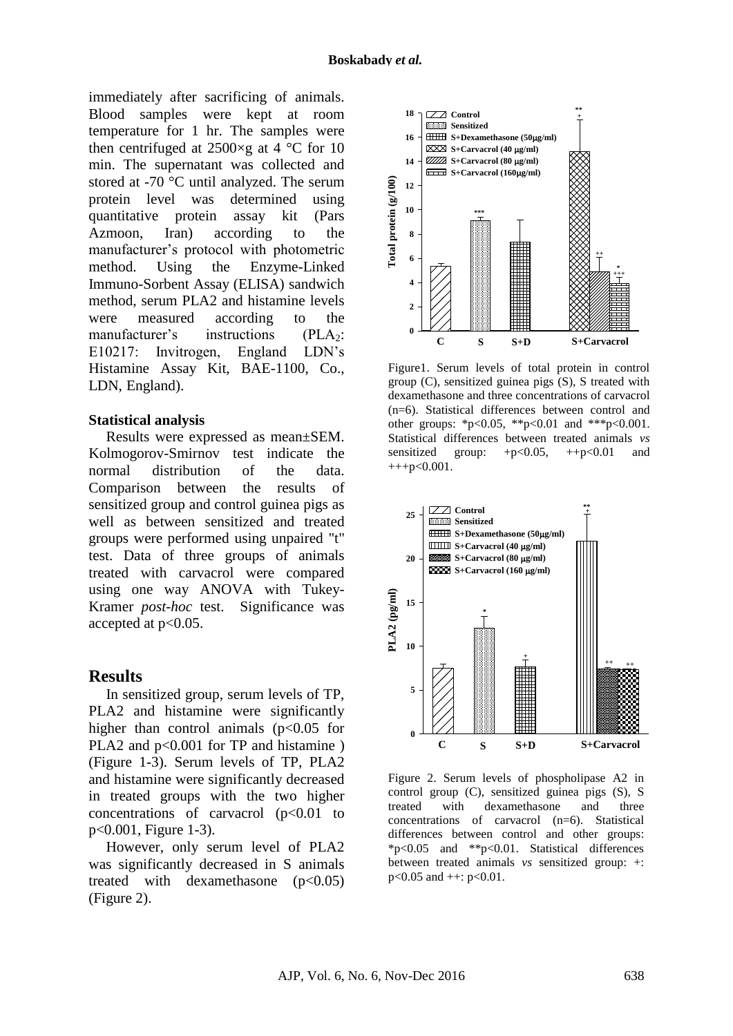immediately after sacrificing of animals. Blood samples were kept at room temperature for 1 hr. The samples were then centrifuged at 2500×g at 4 °C for 10 min. The supernatant was collected and stored at -70 °C until analyzed. The serum protein level was determined using quantitative protein assay kit (Pars Azmoon, Iran) according to the manufacturer's protocol with photometric method. Using the Enzyme-Linked Immuno-Sorbent Assay (ELISA) sandwich method, serum PLA2 and histamine levels were measured according to the manufacturer's instructions ($PLA_2$: E10217: Invitrogen, England LDN's Histamine Assay Kit, BAE-1100, Co., LDN, England).

**Statistical analysis**

Results were expressed as mean±SEM. Kolmogorov-Smirnov test indicate the normal distribution of the data. Comparison between the results of sensitized group and control guinea pigs as well as between sensitized and treated groups were performed using unpaired "t" test. Data of three groups of animals treated with carvacrol were compared using one way ANOVA with Tukey-Kramer *post-hoc* test. Significance was accepted at $p<0.05$.

## Results

In sensitized group, serum levels of TP, PLA2 and histamine were significantly higher than control animals ($p<0.05$ for PLA2 and $p<0.001$ for TP and histamine ) (Figure 1-3). Serum levels of TP, PLA2 and histamine were significantly decreased in treated groups with the two higher concentrations of carvacrol ($p<0.01$ to $p<0.001$, Figure 1-3).

However, only serum level of PLA2 was significantly decreased in S animals treated with dexamethasone ($p<0.05$) (Figure 2).

Figure1. Serum levels of total protein in control group (C), sensitized guinea pigs (S), S treated with dexamethasone and three concentrations of carvacrol (n=6). Statistical differences between control and other groups: \*p<0.05, \*\*p<0.01 and \*\*\*p<0.001. Statistical differences between treated animals *vs* sensitized group: +p<0.05, ++p<0.01 and +++p<0.001.

Figure 2. Serum levels of phospholipase A2 in control group (C), sensitized guinea pigs (S), S treated with dexamethasone and three concentrations of carvacrol (n=6). Statistical differences between control and other groups: \*p<0.05 and \*\*p<0.01. Statistical differences between treated animals *vs* sensitized group: +: p<0.05 and ++: p<0.01.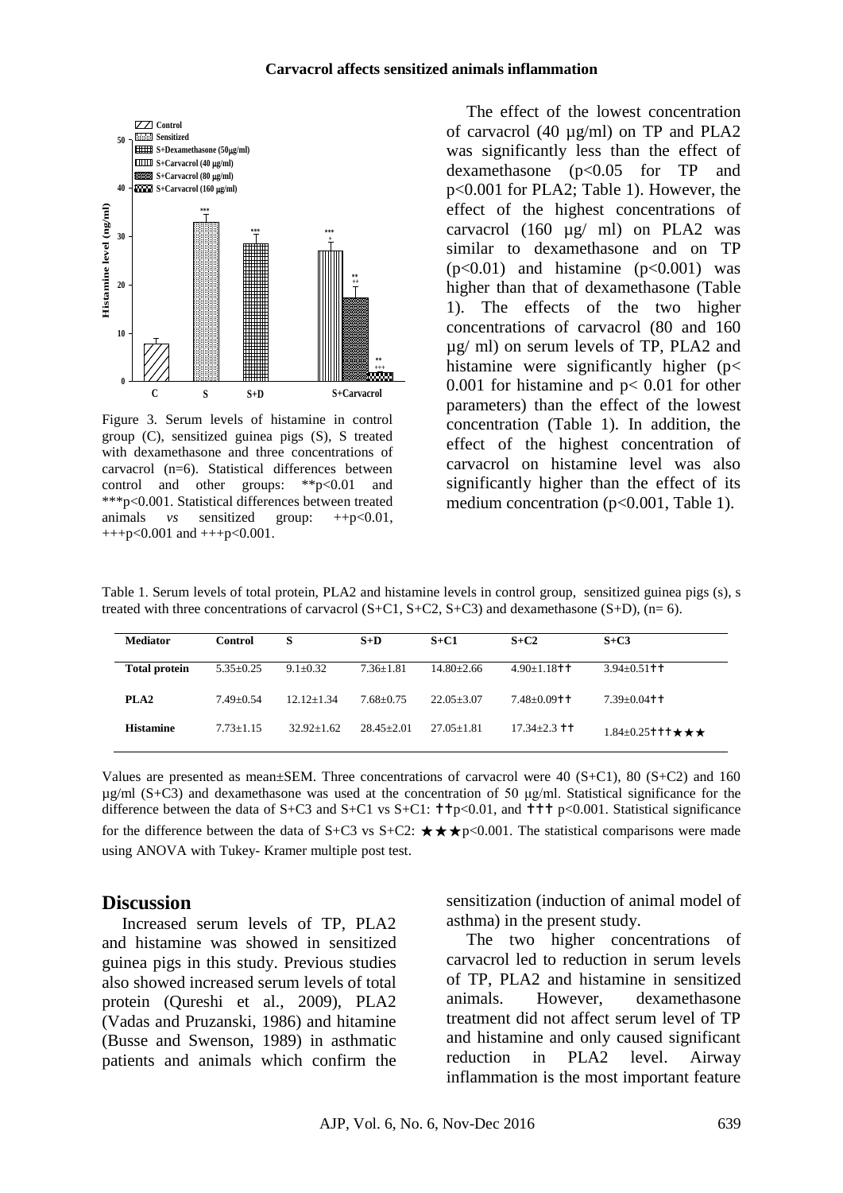Figure 3. Serum levels of histamine in control group (C), sensitized guinea pigs (S), S treated with dexamethasone and three concentrations of carvacrol (n=6). Statistical differences between control and other groups: **p<0.01 and ***p<0.001. Statistical differences between treated animals *vs* sensitized group: ++p<0.01, +++p<0.001 and +++p<0.001.

The effect of the lowest concentration of carvacrol (40 µg/ml) on TP and PLA2 was significantly less than the effect of dexamethasone (p<0.05 for TP and p<0.001 for PLA2; Table 1). However, the effect of the highest concentrations of carvacrol (160 µg/ ml) on PLA2 was similar to dexamethasone and on TP (p<0.01) and histamine (p<0.001) was higher than that of dexamethasone (Table 1). The effects of the two higher concentrations of carvacrol (80 and 160 µg/ ml) on serum levels of TP, PLA2 and histamine were significantly higher (p< 0.001 for histamine and p< 0.01 for other parameters) than the effect of the lowest concentration (Table 1). In addition, the effect of the highest concentration of carvacrol on histamine level was also significantly higher than the effect of its medium concentration (p<0.001, Table 1).

Table 1. Serum levels of total protein, PLA2 and histamine levels in control group, sensitized guinea pigs (s), s treated with three concentrations of carvacrol (S+C1, S+C2, S+C3) and dexamethasone (S+D), (n= 6).

| Mediator | Control | S | S+D | S+C1 | S+C2 | S+C3 |
|---|---|---|---|---|---|---|
| Total protein | 5.35±0.25 | 9.1±0.32 | 7.36±1.81 | 14.80±2.66 | 4.90±1.18✝✝ | 3.94±0.51✝✝ |
| PLA2 | 7.49±0.54 | 12.12±1.34 | 7.68±0.75 | 22.05±3.07 | 7.48±0.09✝✝ | 7.39±0.04✝✝ |
| Histamine | 7.73±1.15 | 32.92±1.62 | 28.45±2.01 | 27.05±1.81 | 17.34±2.3 ✝✝ | 1.84±0.25✝✝✝★★★ |

Values are presented as mean±SEM. Three concentrations of carvacrol were 40 (S+C1), 80 (S+C2) and 160 µg/ml (S+C3) and dexamethasone was used at the concentration of 50 µg/ml. Statistical significance for the difference between the data of S+C3 and S+C1 vs S+C1: ✝✝p<0.01, and ✝✝✝ p<0.001. Statistical significance for the difference between the data of S+C3 vs S+C2: ★★★p<0.001. The statistical comparisons were made using ANOVA with Tukey- Kramer multiple post test.

## Discussion

Increased serum levels of TP, PLA2 and histamine was showed in sensitized guinea pigs in this study. Previous studies also showed increased serum levels of total protein (Qureshi et al., 2009), PLA2 (Vadas and Pruzanski, 1986) and hitamine (Busse and Swenson, 1989) in asthmatic patients and animals which confirm the sensitization (induction of animal model of asthma) in the present study.

The two higher concentrations of carvacrol led to reduction in serum levels of TP, PLA2 and histamine in sensitized animals. However, dexamethasone treatment did not affect serum level of TP and histamine and only caused significant reduction in PLA2 level. Airway inflammation is the most important feature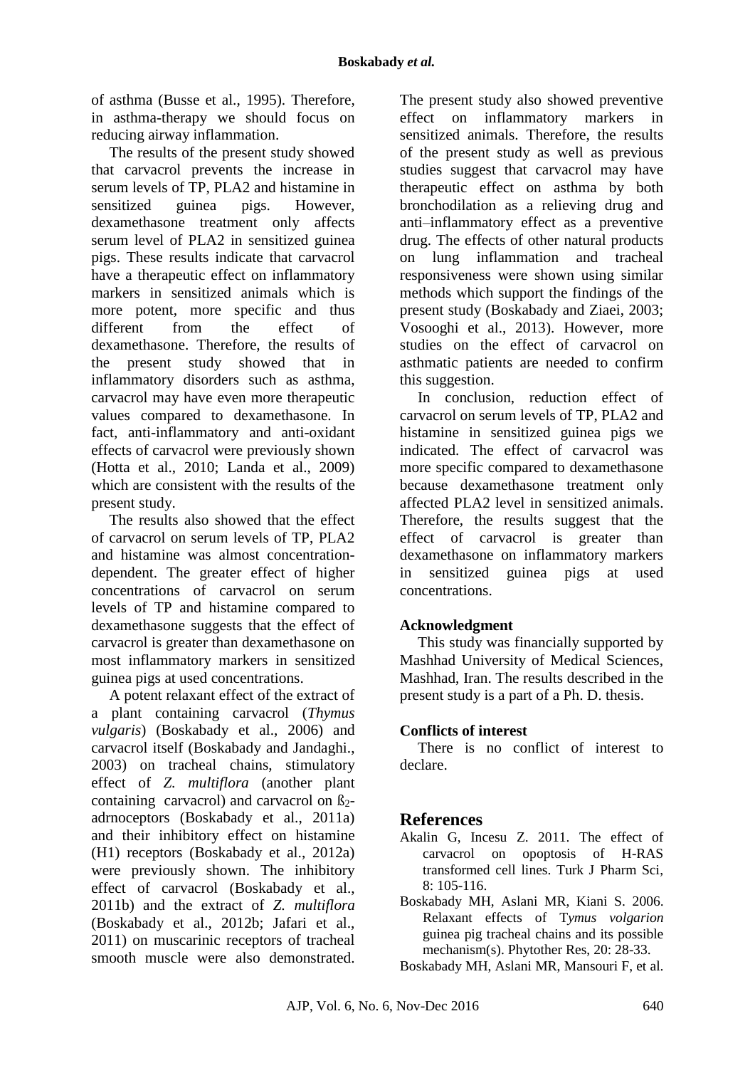of asthma (Busse et al., 1995). Therefore, in asthma-therapy we should focus on reducing airway inflammation.

The results of the present study showed that carvacrol prevents the increase in serum levels of TP, PLA2 and histamine in sensitized guinea pigs. However, dexamethasone treatment only affects serum level of PLA2 in sensitized guinea pigs. These results indicate that carvacrol have a therapeutic effect on inflammatory markers in sensitized animals which is more potent, more specific and thus different from the effect of dexamethasone. Therefore, the results of the present study showed that in inflammatory disorders such as asthma, carvacrol may have even more therapeutic values compared to dexamethasone. In fact, anti-inflammatory and anti-oxidant effects of carvacrol were previously shown (Hotta et al., 2010; Landa et al., 2009) which are consistent with the results of the present study.

The results also showed that the effect of carvacrol on serum levels of TP, PLA2 and histamine was almost concentration-dependent. The greater effect of higher concentrations of carvacrol on serum levels of TP and histamine compared to dexamethasone suggests that the effect of carvacrol is greater than dexamethasone on most inflammatory markers in sensitized guinea pigs at used concentrations.

A potent relaxant effect of the extract of a plant containing carvacrol (*Thymus vulgaris*) (Boskabady et al., 2006) and carvacrol itself (Boskabady and Jandaghi., 2003) on tracheal chains, stimulatory effect of *Z. multiflora* (another plant containing carvacrol) and carvacrol on ß$_2$-adrnoceptors (Boskabady et al., 2011a) and their inhibitory effect on histamine (H1) receptors (Boskabady et al., 2012a) were previously shown. The inhibitory effect of carvacrol (Boskabady et al., 2011b) and the extract of *Z. multiflora* (Boskabady et al., 2012b; Jafari et al., 2011) on muscarinic receptors of tracheal smooth muscle were also demonstrated. The present study also showed preventive effect on inflammatory markers in sensitized animals. Therefore, the results of the present study as well as previous studies suggest that carvacrol may have therapeutic effect on asthma by both bronchodilation as a relieving drug and anti–inflammatory effect as a preventive drug. The effects of other natural products on lung inflammation and tracheal responsiveness were shown using similar methods which support the findings of the present study (Boskabady and Ziaei, 2003; Vosooghi et al., 2013). However, more studies on the effect of carvacrol on asthmatic patients are needed to confirm this suggestion.

In conclusion, reduction effect of carvacrol on serum levels of TP, PLA2 and histamine in sensitized guinea pigs we indicated. The effect of carvacrol was more specific compared to dexamethasone because dexamethasone treatment only affected PLA2 level in sensitized animals. Therefore, the results suggest that the effect of carvacrol is greater than dexamethasone on inflammatory markers in sensitized guinea pigs at used concentrations.

### Acknowledgment

This study was financially supported by Mashhad University of Medical Sciences, Mashhad, Iran. The results described in the present study is a part of a Ph. D. thesis.

### Conflicts of interest

There is no conflict of interest to declare.

## References

Akalin G, Incesu Z. 2011. The effect of carvacrol on opoptosis of H-RAS transformed cell lines. Turk J Pharm Sci, 8: 105-116.

Boskabady MH, Aslani MR, Kiani S. 2006. Relaxant effects of T*ymus volgarion* guinea pig tracheal chains and its possible mechanism(s). Phytother Res, 20: 28-33.

Boskabady MH, Aslani MR, Mansouri F, et al.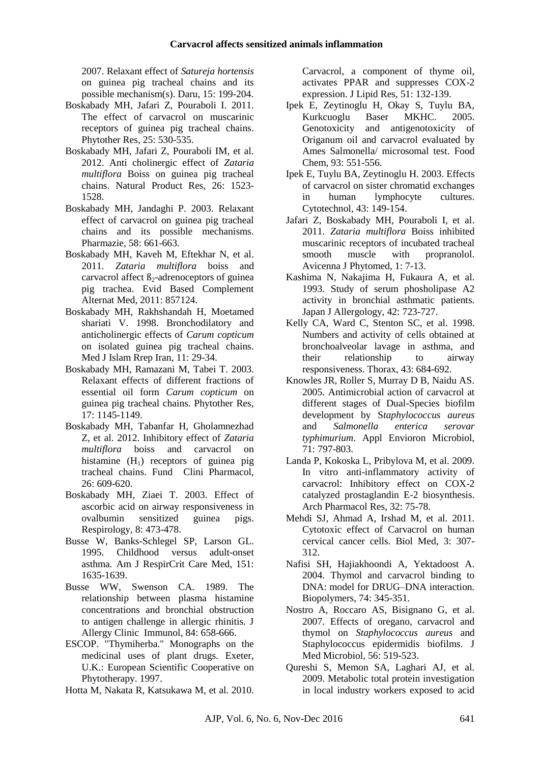2007. Relaxant effect of *Satureja hortensis* on guinea pig tracheal chains and its possible mechanism(s). Daru, 15: 199-204.

Boskabady MH, Jafari Z, Pouraboli I. 2011. The effect of carvacrol on muscarinic receptors of guinea pig tracheal chains. Phytother Res, 25: 530-535.

Boskabady MH, Jafari Z, Pouraboli IM, et al. 2012. Anti cholinergic effect of *Zataria multiflora* Boiss on guinea pig tracheal chains. Natural Product Res, 26: 1523-1528.

Boskabady MH, Jandaghi P. 2003. Relaxant effect of carvacrol on guinea pig tracheal chains and its possible mechanisms. Pharmazie, 58: 661-663.

Boskabady MH, Kaveh M, Eftekhar N, et al. 2011. *Zataria multiflora* boiss and carvacrol affect $ß_2$-adrenoceptors of guinea pig trachea. Evid Based Complement Alternat Med, 2011: 857124.

Boskabady MH, Rakhshandah H, Moetamed shariati V. 1998. Bronchodilatory and anticholinergic effects of *Carum copticum* on isolated guinea pig tracheal chains. Med J Islam Rrep Iran, 11: 29-34.

Boskabady MH, Ramazani M, Tabei T. 2003. Relaxant effects of different fractions of essential oil form *Carum copticum* on guinea pig tracheal chains. Phytother Res, 17: 1145-1149.

Boskabady MH, Tabanfar H, Gholamnezhad Z, et al. 2012. Inhibitory effect of *Zataria multiflora* boiss and carvacrol on histamine ($H_1$) receptors of guinea pig tracheal chains. Fund Clini Pharmacol, 26: 609-620.

Boskabady MH, Ziaei T. 2003. Effect of ascorbic acid on airway responsiveness in ovalbumin sensitized guinea pigs. Respirology, 8: 473-478.

Busse W, Banks-Schlegel SP, Larson GL. 1995. Childhood versus adult-onset asthma. Am J RespirCrit Care Med, 151: 1635-1639.

Busse WW, Swenson CA. 1989. The relationship between plasma histamine concentrations and bronchial obstruction to antigen challenge in allergic rhinitis. J Allergy Clinic Immunol, 84: 658-666.

ESCOP. "Thymiherba." Monographs on the medicinal uses of plant drugs. Exeter, U.K.: European Scientific Cooperative on Phytotherapy. 1997.

Hotta M, Nakata R, Katsukawa M, et al. 2010. Carvacrol, a component of thyme oil, activates PPAR and suppresses COX-2 expression. J Lipid Res, 51: 132-139.

Ipek E, Zeytinoglu H, Okay S, Tuylu BA, Kurkcuoglu Baser MKHC. 2005. Genotoxicity and antigenotoxicity of Origanum oil and carvacrol evaluated by Ames Salmonella/ microsomal test. Food Chem, 93: 551-556.

Ipek E, Tuylu BA, Zeytinoglu H. 2003. Effects of carvacrol on sister chromatid exchanges in human lymphocyte cultures. Cytotechnol, 43: 149-154.

Jafari Z, Boskabady MH, Pouraboli I, et al. 2011. *Zataria multiflora* Boiss inhibited muscarinic receptors of incubated tracheal smooth muscle with propranolol. Avicenna J Phytomed, 1: 7-13.

Kashima N, Nakajima H, Fukaura A, et al. 1993. Study of serum phosholipase A2 activity in bronchial asthmatic patients. Japan J Allergology, 42: 723-727.

Kelly CA, Ward C, Stenton SC, et al. 1998. Numbers and activity of cells obtained at bronchoalveolar lavage in asthma, and their relationship to airway responsiveness. Thorax, 43: 684-692.

Knowles JR, Roller S, Murray D B, Naidu AS. 2005. Antimicrobial action of carvacrol at different stages of Dual-Species biofilm development by S*taphylococcus aureus* and *Salmonella enterica serovar typhimurium*. Appl Envioron Microbiol, 71: 797-803.

Landa P, Kokoska L, Pribylova M, et al. 2009. In vitro anti-inflammatory activity of carvacrol: Inhibitory effect on COX-2 catalyzed prostaglandin E-2 biosynthesis. Arch Pharmacol Res, 32: 75-78.

Mehdi SJ, Ahmad A, Irshad M, et al. 2011. Cytotoxic effect of Carvacrol on human cervical cancer cells. Biol Med, 3: 307-312.

Nafisi SH, Hajiakhoondi A, Yektadoost A. 2004. Thymol and carvacrol binding to DNA: model for DRUG–DNA interaction. Biopolymers, 74: 345-351.

Nostro A, Roccaro AS, Bisignano G, et al. 2007. Effects of oregano, carvacrol and thymol on *Staphylococcus aureus* and Staphylococcus epidermidis biofilms. J Med Microbiol, 56: 519-523.

Qureshi S, Memon SA, Laghari AJ, et al. 2009. Metabolic total protein investigation in local industry workers exposed to acid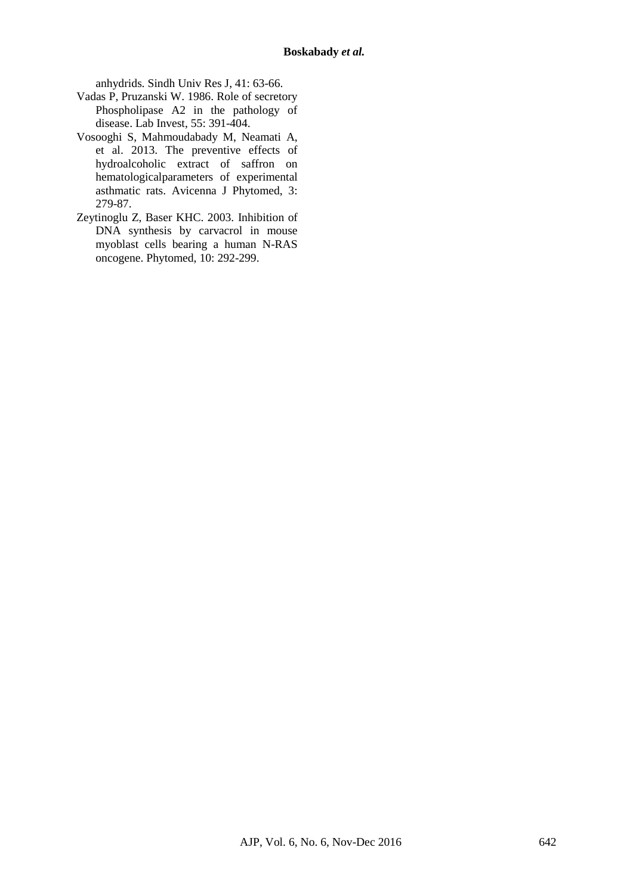anhydrids. Sindh Univ Res J, 41: 63-66.

Vadas P, Pruzanski W. 1986. Role of secretory Phospholipase A2 in the pathology of disease. Lab Invest, 55: 391-404.

Vosooghi S, Mahmoudabady M, Neamati A, et al. 2013. The preventive effects of hydroalcoholic extract of saffron on hematologicalparameters of experimental asthmatic rats. Avicenna J Phytomed, 3: 279-87.

Zeytinoglu Z, Baser KHC. 2003. Inhibition of DNA synthesis by carvacrol in mouse myoblast cells bearing a human N-RAS oncogene. Phytomed, 10: 292-299.